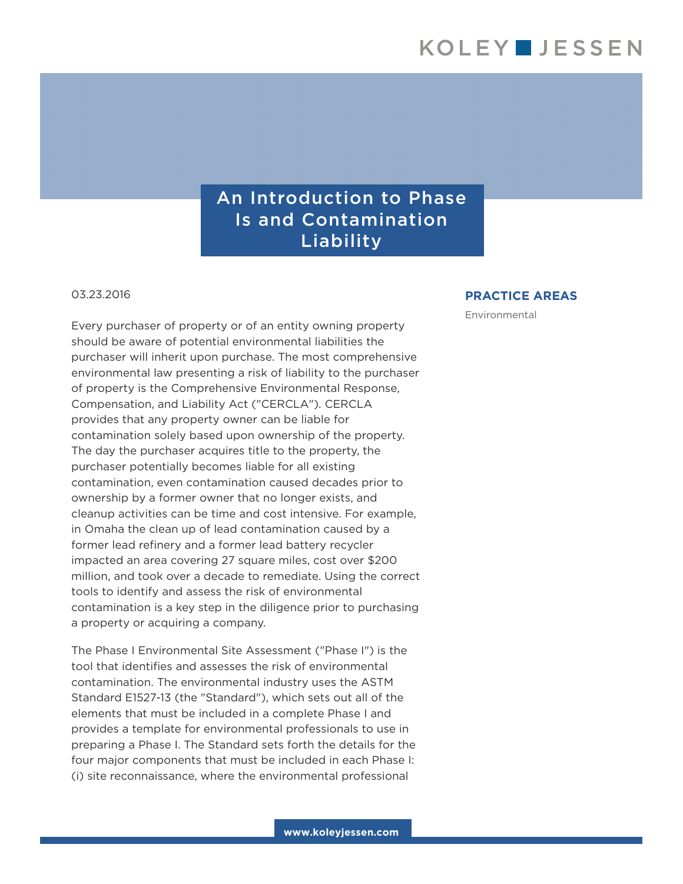# An Introduction to Phase Is and Contamination Liability

03.23.2016

**PRACTICE AREAS**

Environmental

Every purchaser of property or of an entity owning property should be aware of potential environmental liabilities the purchaser will inherit upon purchase. The most comprehensive environmental law presenting a risk of liability to the purchaser of property is the Comprehensive Environmental Response, Compensation, and Liability Act ("CERCLA"). CERCLA provides that any property owner can be liable for contamination solely based upon ownership of the property. The day the purchaser acquires title to the property, the purchaser potentially becomes liable for all existing contamination, even contamination caused decades prior to ownership by a former owner that no longer exists, and cleanup activities can be time and cost intensive. For example, in Omaha the clean up of lead contamination caused by a former lead refinery and a former lead battery recycler impacted an area covering 27 square miles, cost over $200 million, and took over a decade to remediate. Using the correct tools to identify and assess the risk of environmental contamination is a key step in the diligence prior to purchasing a property or acquiring a company.

The Phase I Environmental Site Assessment ("Phase I") is the tool that identifies and assesses the risk of environmental contamination. The environmental industry uses the ASTM Standard E1527-13 (the "Standard"), which sets out all of the elements that must be included in a complete Phase I and provides a template for environmental professionals to use in preparing a Phase I. The Standard sets forth the details for the four major components that must be included in each Phase I: (i) site reconnaissance, where the environmental professional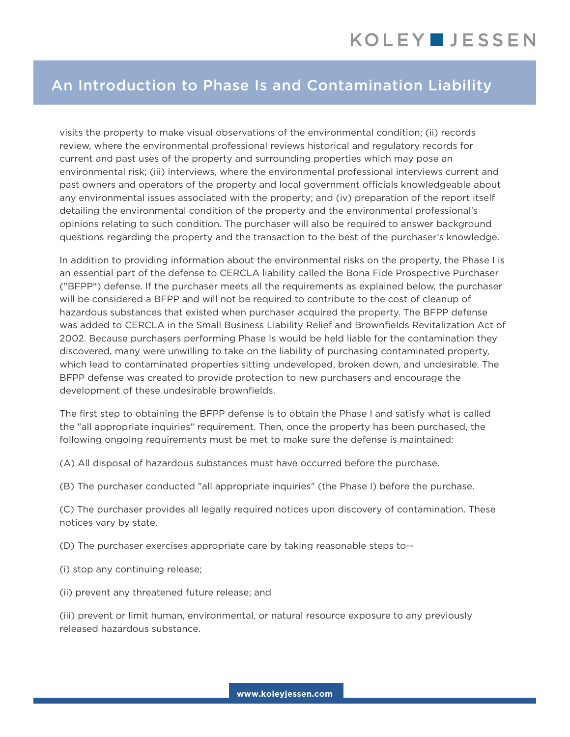visits the property to make visual observations of the environmental condition; (ii) records review, where the environmental professional reviews historical and regulatory records for current and past uses of the property and surrounding properties which may pose an environmental risk; (iii) interviews, where the environmental professional interviews current and past owners and operators of the property and local government officials knowledgeable about any environmental issues associated with the property; and (iv) preparation of the report itself detailing the environmental condition of the property and the environmental professional's opinions relating to such condition. The purchaser will also be required to answer background questions regarding the property and the transaction to the best of the purchaser's knowledge.

In addition to providing information about the environmental risks on the property, the Phase I is an essential part of the defense to CERCLA liability called the Bona Fide Prospective Purchaser ("BFPP") defense. If the purchaser meets all the requirements as explained below, the purchaser will be considered a BFPP and will not be required to contribute to the cost of cleanup of hazardous substances that existed when purchaser acquired the property. The BFPP defense was added to CERCLA in the Small Business Liability Relief and Brownfields Revitalization Act of 2002. Because purchasers performing Phase Is would be held liable for the contamination they discovered, many were unwilling to take on the liability of purchasing contaminated property, which lead to contaminated properties sitting undeveloped, broken down, and undesirable. The BFPP defense was created to provide protection to new purchasers and encourage the development of these undesirable brownfields.

The first step to obtaining the BFPP defense is to obtain the Phase I and satisfy what is called the "all appropriate inquiries" requirement. Then, once the property has been purchased, the following ongoing requirements must be met to make sure the defense is maintained:

(A) All disposal of hazardous substances must have occurred before the purchase.

(B) The purchaser conducted "all appropriate inquiries" (the Phase I) before the purchase.

(C) The purchaser provides all legally required notices upon discovery of contamination. These notices vary by state.

(D) The purchaser exercises appropriate care by taking reasonable steps to--

(i) stop any continuing release;

(ii) prevent any threatened future release; and

(iii) prevent or limit human, environmental, or natural resource exposure to any previously released hazardous substance.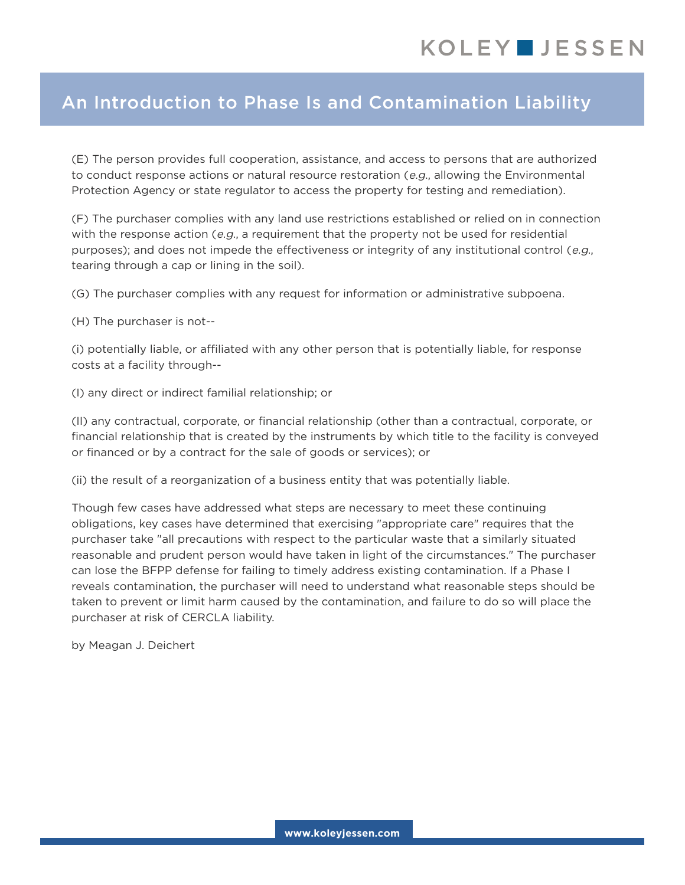(E) The person provides full cooperation, assistance, and access to persons that are authorized to conduct response actions or natural resource restoration (*e.g.*, allowing the Environmental Protection Agency or state regulator to access the property for testing and remediation).

(F) The purchaser complies with any land use restrictions established or relied on in connection with the response action (*e.g.*, a requirement that the property not be used for residential purposes); and does not impede the effectiveness or integrity of any institutional control (*e.g.*, tearing through a cap or lining in the soil).

(G) The purchaser complies with any request for information or administrative subpoena.

(H) The purchaser is not--

(i) potentially liable, or affiliated with any other person that is potentially liable, for response costs at a facility through--

(I) any direct or indirect familial relationship; or

(II) any contractual, corporate, or financial relationship (other than a contractual, corporate, or financial relationship that is created by the instruments by which title to the facility is conveyed or financed or by a contract for the sale of goods or services); or

(ii) the result of a reorganization of a business entity that was potentially liable.

Though few cases have addressed what steps are necessary to meet these continuing obligations, key cases have determined that exercising "appropriate care" requires that the purchaser take "all precautions with respect to the particular waste that a similarly situated reasonable and prudent person would have taken in light of the circumstances." The purchaser can lose the BFPP defense for failing to timely address existing contamination. If a Phase I reveals contamination, the purchaser will need to understand what reasonable steps should be taken to prevent or limit harm caused by the contamination, and failure to do so will place the purchaser at risk of CERCLA liability.

by Meagan J. Deichert